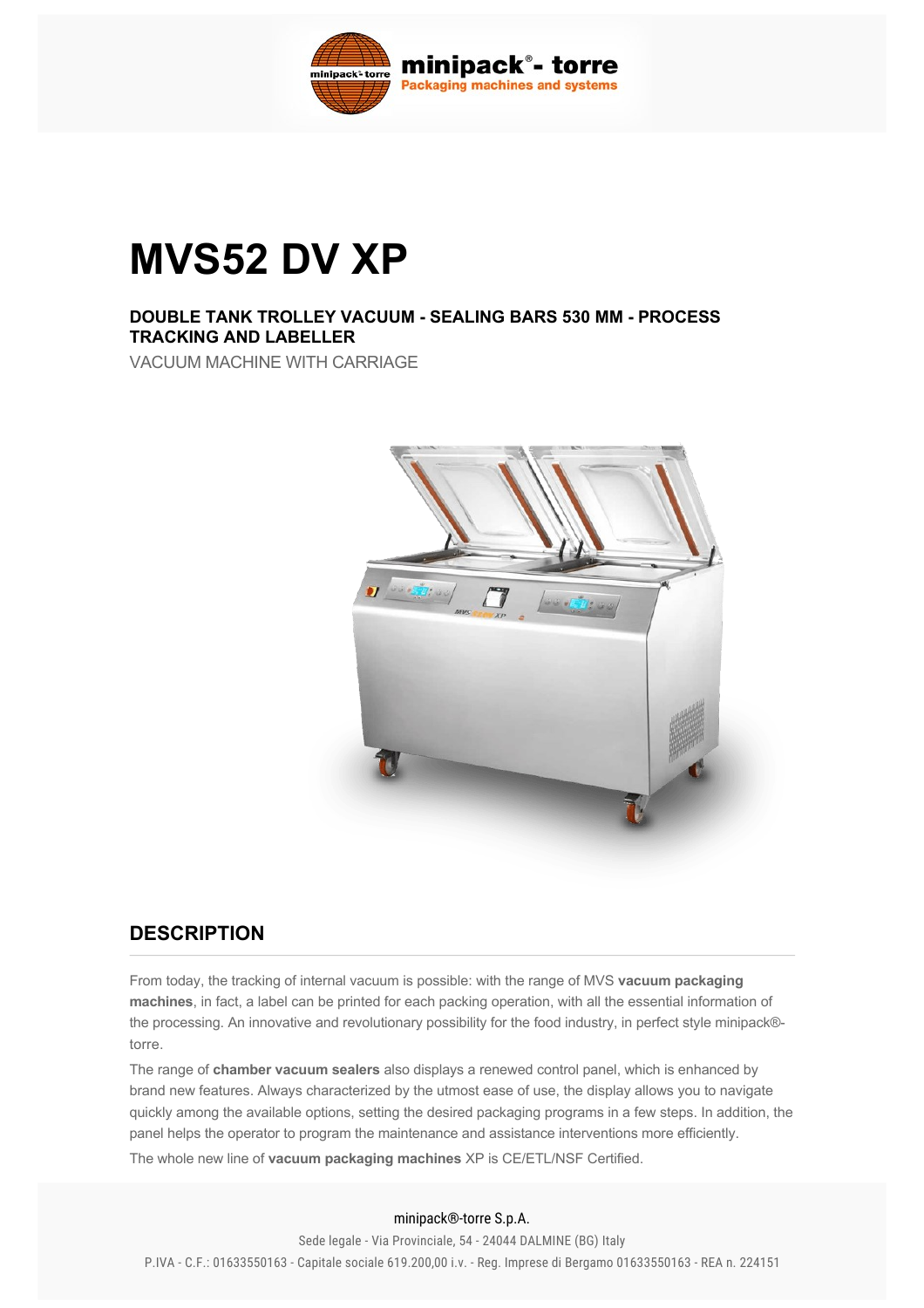# MVS52 DV XP

### DOUBLE TANK TROLLEY VACUUM - SEALING BARS 530 MM - PROCESS TRACKING AND LABELLER

VACUUM MACHINE WITH CARRIAGE

## DESCRIPTION

From today, the tracking of internal vacuum is possible: with the range of MVS **vacuum packaging machines**, in fact, a label can be printed for each packing operation, with all the essential information of the processing. An innovative and revolutionary possibility for the food industry, in perfect style minipack®-torre.

The range of **chamber vacuum sealers** also displays a renewed control panel, which is enhanced by brand new features. Always characterized by the utmost ease of use, the display allows you to navigate quickly among the available options, setting the desired packaging programs in a few steps. In addition, the panel helps the operator to program the maintenance and assistance interventions more efficiently.

The whole new line of **vacuum packaging machines** XP is CE/ETL/NSF Certified.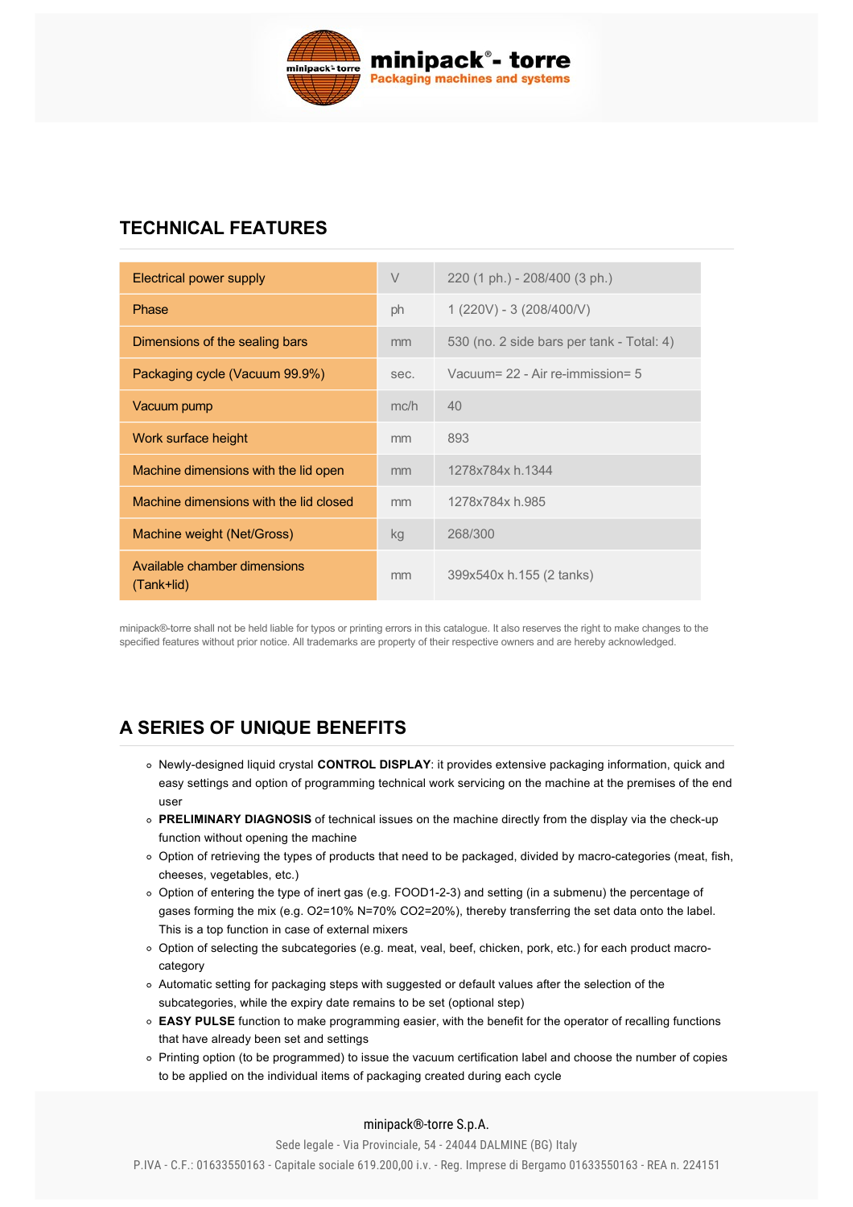## TECHNICAL FEATURES

| | | |
|---|---|---|
| Electrical power supply | V | 220 (1 ph.) - 208/400 (3 ph.) |
| Phase | ph | 1 (220V) - 3 (208/400/V) |
| Dimensions of the sealing bars | mm | 530 (no. 2 side bars per tank - Total: 4) |
| Packaging cycle (Vacuum 99.9%) | sec. | Vacuum= 22 - Air re-immission= 5 |
| Vacuum pump | mc/h | 40 |
| Work surface height | mm | 893 |
| Machine dimensions with the lid open | mm | 1278x784x h.1344 |
| Machine dimensions with the lid closed | mm | 1278x784x h.985 |
| Machine weight (Net/Gross) | kg | 268/300 |
| Available chamber dimensions (Tank+lid) | mm | 399x540x h.155 (2 tanks) |

minipack®-torre shall not be held liable for typos or printing errors in this catalogue. It also reserves the right to make changes to the specified features without prior notice. All trademarks are property of their respective owners and are hereby acknowledged.

## A SERIES OF UNIQUE BENEFITS

- Newly-designed liquid crystal **CONTROL DISPLAY**: it provides extensive packaging information, quick and easy settings and option of programming technical work servicing on the machine at the premises of the end user
- **PRELIMINARY DIAGNOSIS** of technical issues on the machine directly from the display via the check-up function without opening the machine
- Option of retrieving the types of products that need to be packaged, divided by macro-categories (meat, fish, cheeses, vegetables, etc.)
- Option of entering the type of inert gas (e.g. FOOD1-2-3) and setting (in a submenu) the percentage of gases forming the mix (e.g. O2=10% N=70% CO2=20%), thereby transferring the set data onto the label. This is a top function in case of external mixers
- Option of selecting the subcategories (e.g. meat, veal, beef, chicken, pork, etc.) for each product macro-category
- Automatic setting for packaging steps with suggested or default values after the selection of the subcategories, while the expiry date remains to be set (optional step)
- **EASY PULSE** function to make programming easier, with the benefit for the operator of recalling functions that have already been set and settings
- Printing option (to be programmed) to issue the vacuum certification label and choose the number of copies to be applied on the individual items of packaging created during each cycle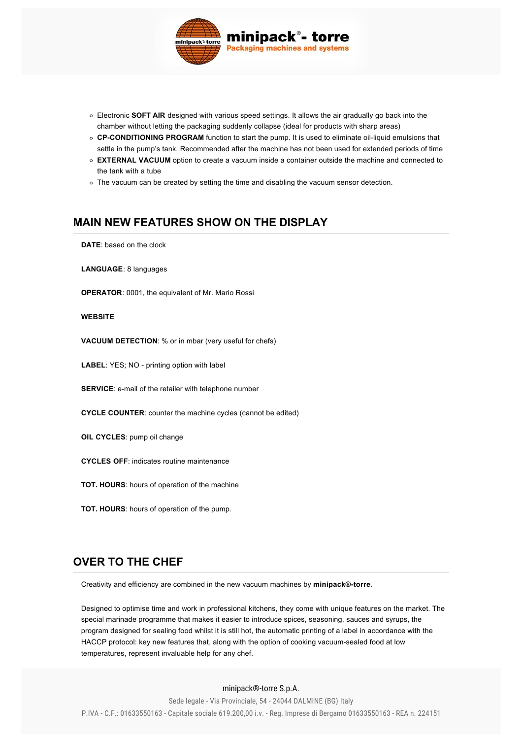- Electronic **SOFT AIR** designed with various speed settings. It allows the air gradually go back into the chamber without letting the packaging suddenly collapse (ideal for products with sharp areas)
- **CP-CONDITIONING PROGRAM** function to start the pump. It is used to eliminate oil-liquid emulsions that settle in the pump's tank. Recommended after the machine has not been used for extended periods of time
- **EXTERNAL VACUUM** option to create a vacuum inside a container outside the machine and connected to the tank with a tube
- The vacuum can be created by setting the time and disabling the vacuum sensor detection.

## MAIN NEW FEATURES SHOW ON THE DISPLAY

**DATE**: based on the clock

**LANGUAGE**: 8 languages

**OPERATOR**: 0001, the equivalent of Mr. Mario Rossi

**WEBSITE**

**VACUUM DETECTION**: % or in mbar (very useful for chefs)

**LABEL**: YES; NO - printing option with label

**SERVICE**: e-mail of the retailer with telephone number

**CYCLE COUNTER**: counter the machine cycles (cannot be edited)

**OIL CYCLES**: pump oil change

**CYCLES OFF**: indicates routine maintenance

**TOT. HOURS**: hours of operation of the machine

**TOT. HOURS**: hours of operation of the pump.

## OVER TO THE CHEF

Creativity and efficiency are combined in the new vacuum machines by **minipack®-torre**.

Designed to optimise time and work in professional kitchens, they come with unique features on the market. The special marinade programme that makes it easier to introduce spices, seasoning, sauces and syrups, the program designed for sealing food whilst it is still hot, the automatic printing of a label in accordance with the HACCP protocol: key new features that, along with the option of cooking vacuum-sealed food at low temperatures, represent invaluable help for any chef.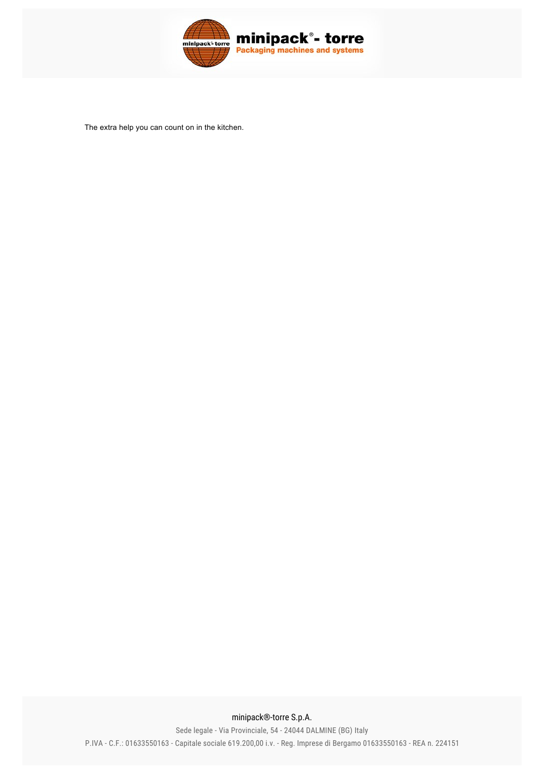The extra help you can count on in the kitchen.